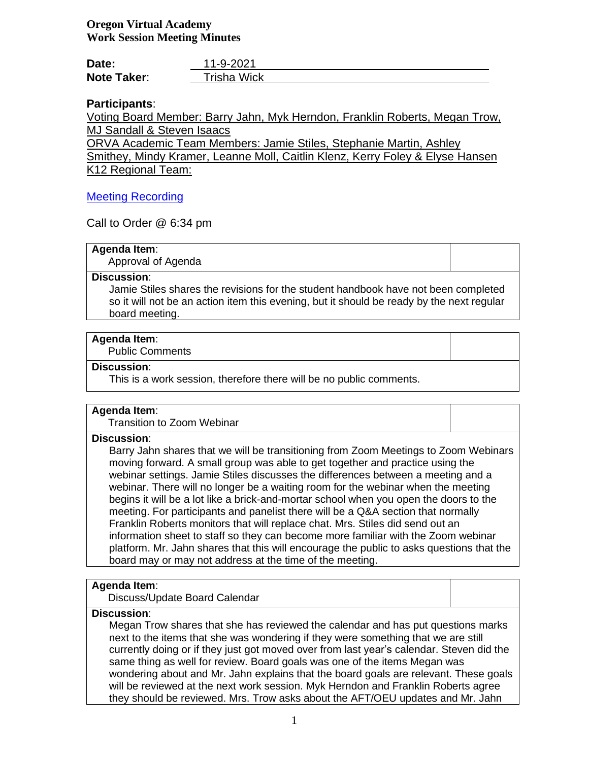**Oregon Virtual Academy**
**Work Session Meeting Minutes**

**Date:** 11-9-2021
**Note Taker**: Trisha Wick

**Participants**:

Voting Board Member: Barry Jahn, Myk Herndon, Franklin Roberts, Megan Trow, MJ Sandall & Steven Isaacs

ORVA Academic Team Members: Jamie Stiles, Stephanie Martin, Ashley Smithey, Mindy Kramer, Leanne Moll, Caitlin Klenz, Kerry Foley & Elyse Hansen

K12 Regional Team:

Meeting Recording

Call to Order @ 6:34 pm

**Agenda Item**:
Approval of Agenda

**Discussion**:
Jamie Stiles shares the revisions for the student handbook have not been completed so it will not be an action item this evening, but it should be ready by the next regular board meeting.

**Agenda Item**:
Public Comments

**Discussion**:
This is a work session, therefore there will be no public comments.

**Agenda Item**:
Transition to Zoom Webinar

**Discussion**:
Barry Jahn shares that we will be transitioning from Zoom Meetings to Zoom Webinars moving forward. A small group was able to get together and practice using the webinar settings. Jamie Stiles discusses the differences between a meeting and a webinar. There will no longer be a waiting room for the webinar when the meeting begins it will be a lot like a brick-and-mortar school when you open the doors to the meeting. For participants and panelist there will be a Q&A section that normally Franklin Roberts monitors that will replace chat. Mrs. Stiles did send out an information sheet to staff so they can become more familiar with the Zoom webinar platform. Mr. Jahn shares that this will encourage the public to asks questions that the board may or may not address at the time of the meeting.

**Agenda Item**:
Discuss/Update Board Calendar

**Discussion**:
Megan Trow shares that she has reviewed the calendar and has put questions marks next to the items that she was wondering if they were something that we are still currently doing or if they just got moved over from last year's calendar. Steven did the same thing as well for review. Board goals was one of the items Megan was wondering about and Mr. Jahn explains that the board goals are relevant. These goals will be reviewed at the next work session. Myk Herndon and Franklin Roberts agree they should be reviewed. Mrs. Trow asks about the AFT/OEU updates and Mr. Jahn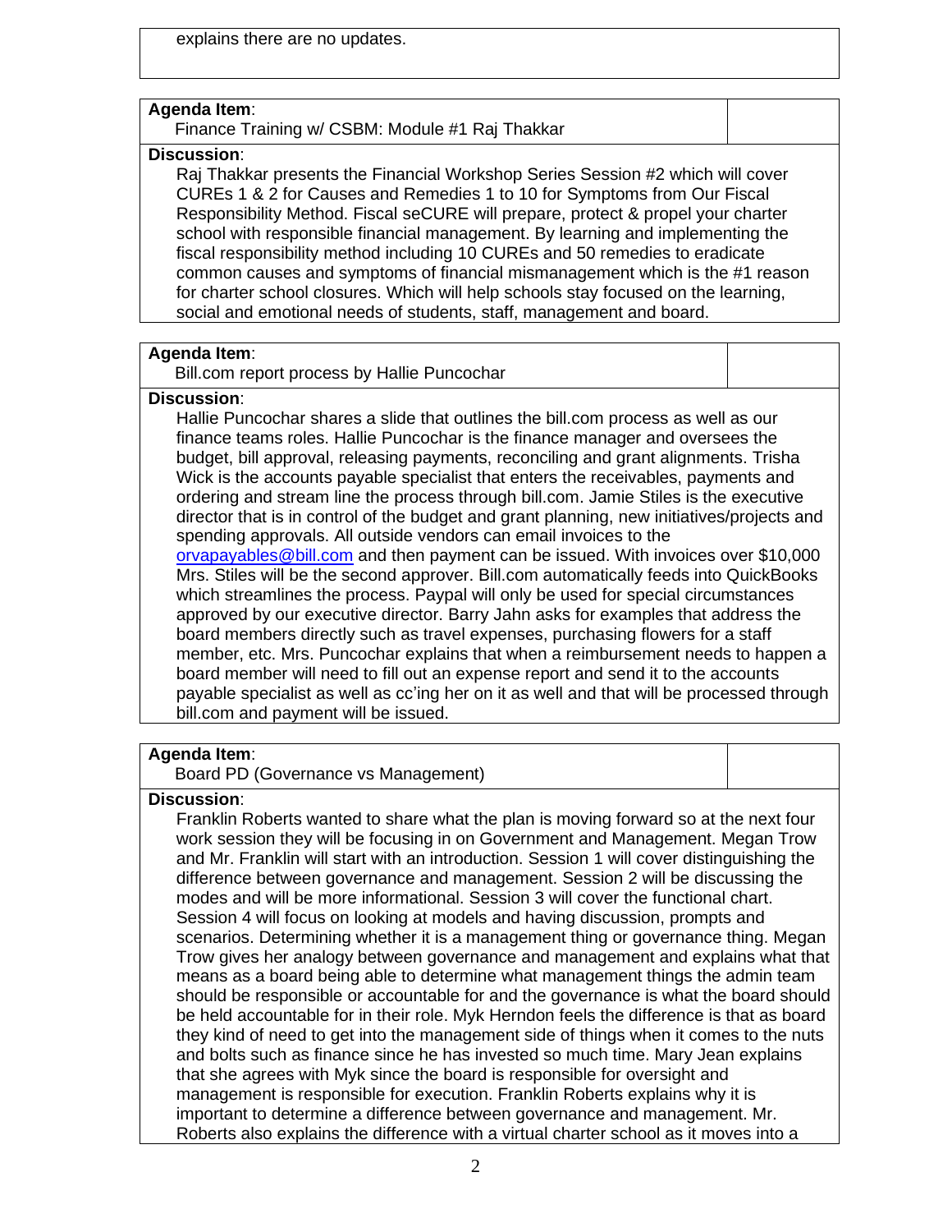explains there are no updates.

**Agenda Item**:
Finance Training w/ CSBM: Module #1 Raj Thakkar

**Discussion**:
Raj Thakkar presents the Financial Workshop Series Session #2 which will cover CUREs 1 & 2 for Causes and Remedies 1 to 10 for Symptoms from Our Fiscal Responsibility Method. Fiscal seCURE will prepare, protect & propel your charter school with responsible financial management. By learning and implementing the fiscal responsibility method including 10 CUREs and 50 remedies to eradicate common causes and symptoms of financial mismanagement which is the #1 reason for charter school closures. Which will help schools stay focused on the learning, social and emotional needs of students, staff, management and board.

**Agenda Item**:
Bill.com report process by Hallie Puncochar

**Discussion**:
Hallie Puncochar shares a slide that outlines the bill.com process as well as our finance teams roles. Hallie Puncochar is the finance manager and oversees the budget, bill approval, releasing payments, reconciling and grant alignments. Trisha Wick is the accounts payable specialist that enters the receivables, payments and ordering and stream line the process through bill.com. Jamie Stiles is the executive director that is in control of the budget and grant planning, new initiatives/projects and spending approvals. All outside vendors can email invoices to the orvapayables@bill.com and then payment can be issued. With invoices over $10,000 Mrs. Stiles will be the second approver. Bill.com automatically feeds into QuickBooks which streamlines the process. Paypal will only be used for special circumstances approved by our executive director. Barry Jahn asks for examples that address the board members directly such as travel expenses, purchasing flowers for a staff member, etc. Mrs. Puncochar explains that when a reimbursement needs to happen a board member will need to fill out an expense report and send it to the accounts payable specialist as well as cc'ing her on it as well and that will be processed through bill.com and payment will be issued.

**Agenda Item**:
Board PD (Governance vs Management)

**Discussion**:
Franklin Roberts wanted to share what the plan is moving forward so at the next four work session they will be focusing in on Government and Management. Megan Trow and Mr. Franklin will start with an introduction. Session 1 will cover distinguishing the difference between governance and management. Session 2 will be discussing the modes and will be more informational. Session 3 will cover the functional chart. Session 4 will focus on looking at models and having discussion, prompts and scenarios. Determining whether it is a management thing or governance thing. Megan Trow gives her analogy between governance and management and explains what that means as a board being able to determine what management things the admin team should be responsible or accountable for and the governance is what the board should be held accountable for in their role. Myk Herndon feels the difference is that as board they kind of need to get into the management side of things when it comes to the nuts and bolts such as finance since he has invested so much time. Mary Jean explains that she agrees with Myk since the board is responsible for oversight and management is responsible for execution. Franklin Roberts explains why it is important to determine a difference between governance and management. Mr. Roberts also explains the difference with a virtual charter school as it moves into a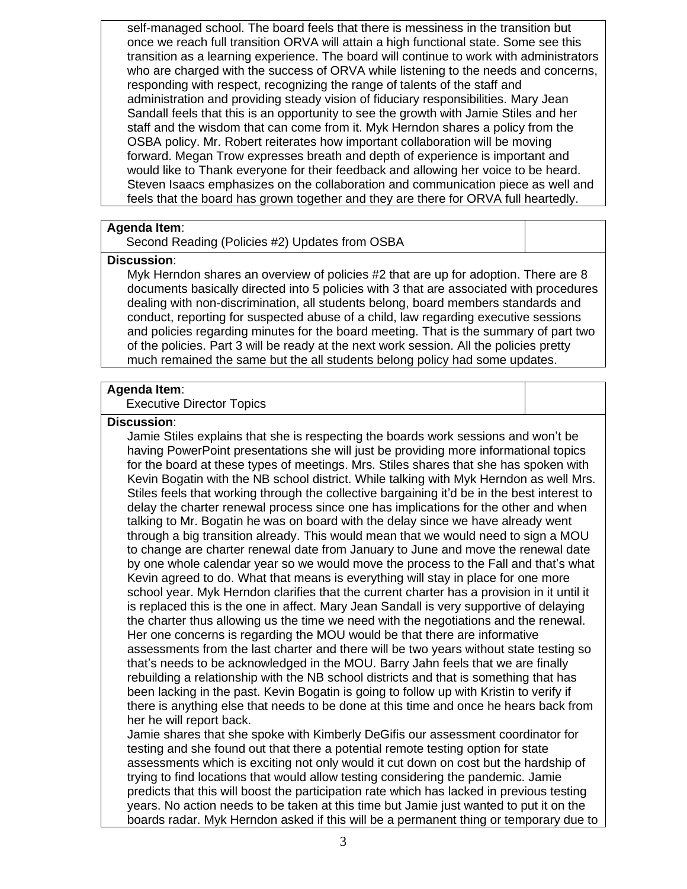self-managed school. The board feels that there is messiness in the transition but once we reach full transition ORVA will attain a high functional state. Some see this transition as a learning experience. The board will continue to work with administrators who are charged with the success of ORVA while listening to the needs and concerns, responding with respect, recognizing the range of talents of the staff and administration and providing steady vision of fiduciary responsibilities. Mary Jean Sandall feels that this is an opportunity to see the growth with Jamie Stiles and her staff and the wisdom that can come from it. Myk Herndon shares a policy from the OSBA policy. Mr. Robert reiterates how important collaboration will be moving forward. Megan Trow expresses breath and depth of experience is important and would like to Thank everyone for their feedback and allowing her voice to be heard. Steven Isaacs emphasizes on the collaboration and communication piece as well and feels that the board has grown together and they are there for ORVA full heartedly.

**Agenda Item**:
Second Reading (Policies #2) Updates from OSBA

**Discussion**:
Myk Herndon shares an overview of policies #2 that are up for adoption. There are 8 documents basically directed into 5 policies with 3 that are associated with procedures dealing with non-discrimination, all students belong, board members standards and conduct, reporting for suspected abuse of a child, law regarding executive sessions and policies regarding minutes for the board meeting. That is the summary of part two of the policies. Part 3 will be ready at the next work session. All the policies pretty much remained the same but the all students belong policy had some updates.

**Agenda Item**:
Executive Director Topics

**Discussion**:
Jamie Stiles explains that she is respecting the boards work sessions and won't be having PowerPoint presentations she will just be providing more informational topics for the board at these types of meetings. Mrs. Stiles shares that she has spoken with Kevin Bogatin with the NB school district. While talking with Myk Herndon as well Mrs. Stiles feels that working through the collective bargaining it'd be in the best interest to delay the charter renewal process since one has implications for the other and when talking to Mr. Bogatin he was on board with the delay since we have already went through a big transition already. This would mean that we would need to sign a MOU to change are charter renewal date from January to June and move the renewal date by one whole calendar year so we would move the process to the Fall and that's what Kevin agreed to do. What that means is everything will stay in place for one more school year. Myk Herndon clarifies that the current charter has a provision in it until it is replaced this is the one in affect. Mary Jean Sandall is very supportive of delaying the charter thus allowing us the time we need with the negotiations and the renewal. Her one concerns is regarding the MOU would be that there are informative assessments from the last charter and there will be two years without state testing so that's needs to be acknowledged in the MOU. Barry Jahn feels that we are finally rebuilding a relationship with the NB school districts and that is something that has been lacking in the past. Kevin Bogatin is going to follow up with Kristin to verify if there is anything else that needs to be done at this time and once he hears back from her he will report back.
Jamie shares that she spoke with Kimberly DeGifis our assessment coordinator for testing and she found out that there a potential remote testing option for state assessments which is exciting not only would it cut down on cost but the hardship of trying to find locations that would allow testing considering the pandemic. Jamie predicts that this will boost the participation rate which has lacked in previous testing years. No action needs to be taken at this time but Jamie just wanted to put it on the boards radar. Myk Herndon asked if this will be a permanent thing or temporary due to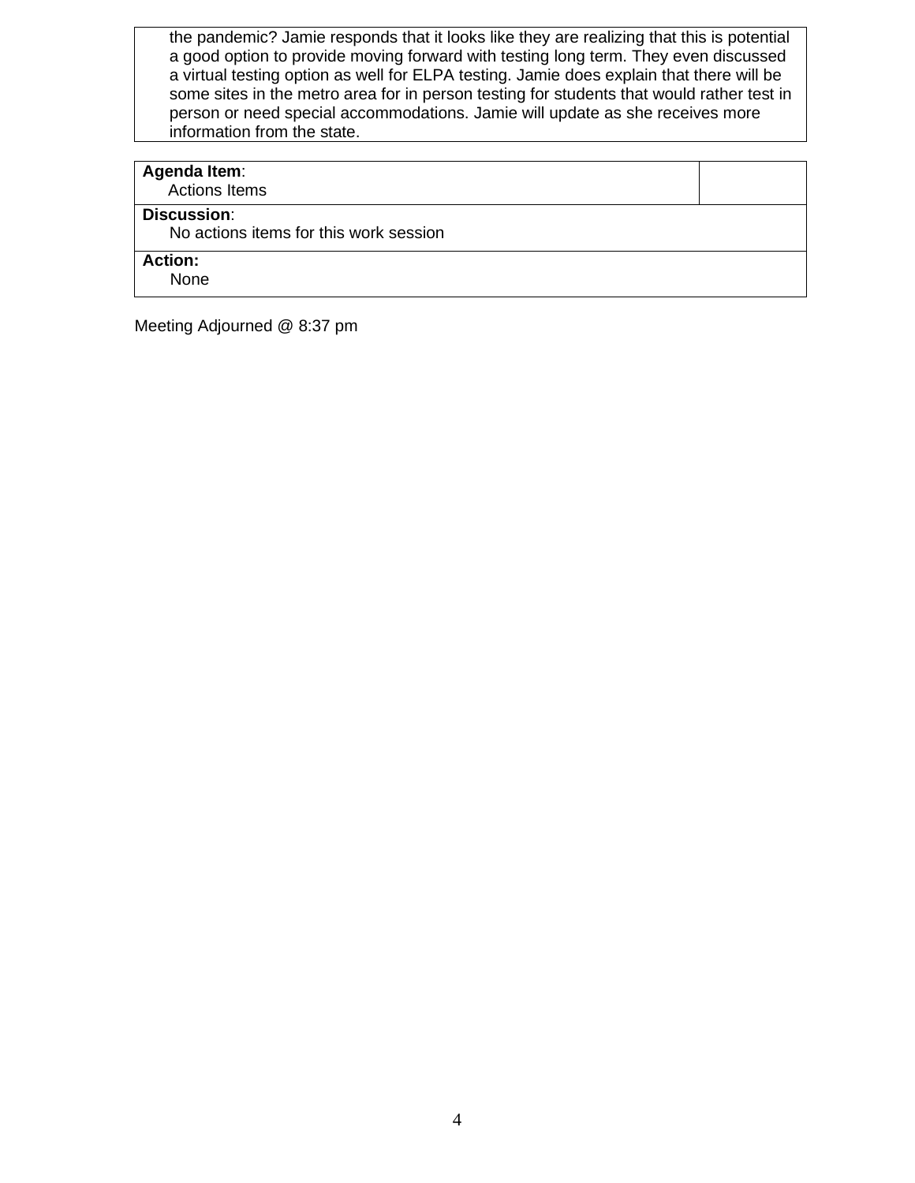the pandemic? Jamie responds that it looks like they are realizing that this is potential a good option to provide moving forward with testing long term. They even discussed a virtual testing option as well for ELPA testing. Jamie does explain that there will be some sites in the metro area for in person testing for students that would rather test in person or need special accommodations. Jamie will update as she receives more information from the state.

| **Agenda Item**: Actions Items | |
|---|---|
| **Discussion**: No actions items for this work session | |
| **Action:** None | |

Meeting Adjourned @ 8:37 pm